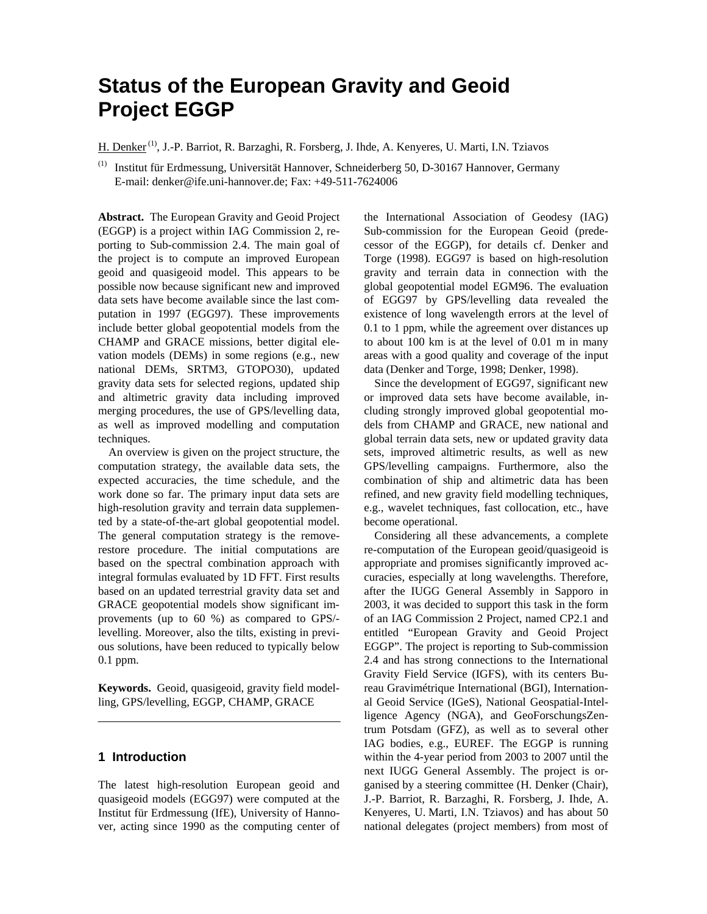# Status of the European Gravity and Geoid Project EGGP

H. Denker [(1)], J.-P. Barriot, R. Barzaghi, R. Forsberg, J. Ihde, A. Kenyeres, U. Marti, I.N. Tziavos

[(1)] Institut für Erdmessung, Universität Hannover, Schneiderberg 50, D-30167 Hannover, Germany
E-mail: denker@ife.uni-hannover.de; Fax: +49-511-7624006

**Abstract.** The European Gravity and Geoid Project (EGGP) is a project within IAG Commission 2, reporting to Sub-commission 2.4. The main goal of the project is to compute an improved European geoid and quasigeoid model. This appears to be possible now because significant new and improved data sets have become available since the last computation in 1997 (EGG97). These improvements include better global geopotential models from the CHAMP and GRACE missions, better digital elevation models (DEMs) in some regions (e.g., new national DEMs, SRTM3, GTOPO30), updated gravity data sets for selected regions, updated ship and altimetric gravity data including improved merging procedures, the use of GPS/levelling data, as well as improved modelling and computation techniques.

An overview is given on the project structure, the computation strategy, the available data sets, the expected accuracies, the time schedule, and the work done so far. The primary input data sets are high-resolution gravity and terrain data supplemented by a state-of-the-art global geopotential model. The general computation strategy is the remove-restore procedure. The initial computations are based on the spectral combination approach with integral formulas evaluated by 1D FFT. First results based on an updated terrestrial gravity data set and GRACE geopotential models show significant improvements (up to 60 %) as compared to GPS/-levelling. Moreover, also the tilts, existing in previous solutions, have been reduced to typically below 0.1 ppm.

**Keywords.** Geoid, quasigeoid, gravity field modelling, GPS/levelling, EGGP, CHAMP, GRACE

---

## 1 Introduction

The latest high-resolution European geoid and quasigeoid models (EGG97) were computed at the Institut für Erdmessung (IfE), University of Hannover, acting since 1990 as the computing center of the International Association of Geodesy (IAG) Sub-commission for the European Geoid (predecessor of the EGGP), for details cf. Denker and Torge (1998). EGG97 is based on high-resolution gravity and terrain data in connection with the global geopotential model EGM96. The evaluation of EGG97 by GPS/levelling data revealed the existence of long wavelength errors at the level of 0.1 to 1 ppm, while the agreement over distances up to about 100 km is at the level of 0.01 m in many areas with a good quality and coverage of the input data (Denker and Torge, 1998; Denker, 1998).

Since the development of EGG97, significant new or improved data sets have become available, including strongly improved global geopotential models from CHAMP and GRACE, new national and global terrain data sets, new or updated gravity data sets, improved altimetric results, as well as new GPS/levelling campaigns. Furthermore, also the combination of ship and altimetric data has been refined, and new gravity field modelling techniques, e.g., wavelet techniques, fast collocation, etc., have become operational.

Considering all these advancements, a complete re-computation of the European geoid/quasigeoid is appropriate and promises significantly improved accuracies, especially at long wavelengths. Therefore, after the IUGG General Assembly in Sapporo in 2003, it was decided to support this task in the form of an IAG Commission 2 Project, named CP2.1 and entitled "European Gravity and Geoid Project EGGP". The project is reporting to Sub-commission 2.4 and has strong connections to the International Gravity Field Service (IGFS), with its centers Bureau Gravimétrique International (BGI), International Geoid Service (IGeS), National Geospatial-Intelligence Agency (NGA), and GeoForschungsZentrum Potsdam (GFZ), as well as to several other IAG bodies, e.g., EUREF. The EGGP is running within the 4-year period from 2003 to 2007 until the next IUGG General Assembly. The project is organised by a steering committee (H. Denker (Chair), J.-P. Barriot, R. Barzaghi, R. Forsberg, J. Ihde, A. Kenyeres, U. Marti, I.N. Tziavos) and has about 50 national delegates (project members) from most of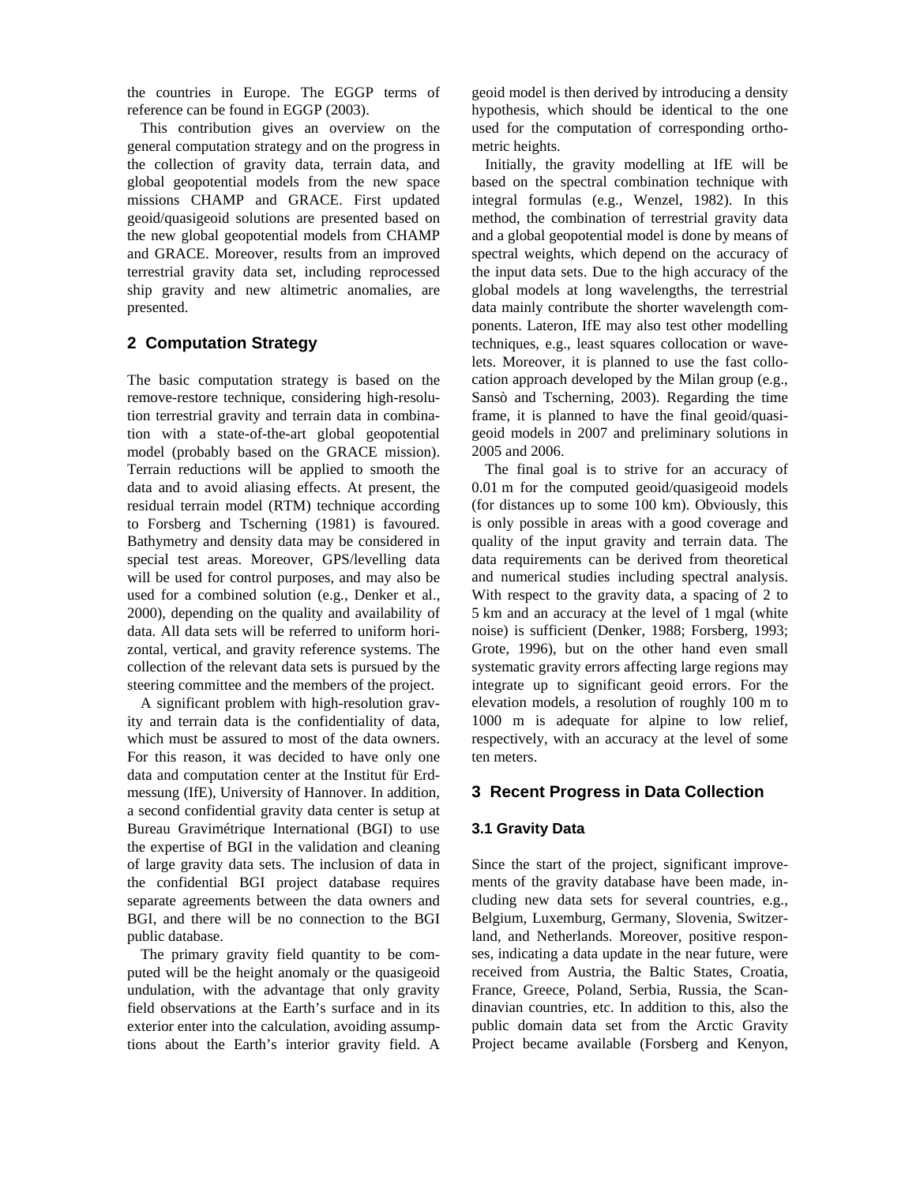the countries in Europe. The EGGP terms of reference can be found in EGGP (2003).

This contribution gives an overview on the general computation strategy and on the progress in the collection of gravity data, terrain data, and global geopotential models from the new space missions CHAMP and GRACE. First updated geoid/quasigeoid solutions are presented based on the new global geopotential models from CHAMP and GRACE. Moreover, results from an improved terrestrial gravity data set, including reprocessed ship gravity and new altimetric anomalies, are presented.

## 2 Computation Strategy

The basic computation strategy is based on the remove-restore technique, considering high-resolution terrestrial gravity and terrain data in combination with a state-of-the-art global geopotential model (probably based on the GRACE mission). Terrain reductions will be applied to smooth the data and to avoid aliasing effects. At present, the residual terrain model (RTM) technique according to Forsberg and Tscherning (1981) is favoured. Bathymetry and density data may be considered in special test areas. Moreover, GPS/levelling data will be used for control purposes, and may also be used for a combined solution (e.g., Denker et al., 2000), depending on the quality and availability of data. All data sets will be referred to uniform horizontal, vertical, and gravity reference systems. The collection of the relevant data sets is pursued by the steering committee and the members of the project.

A significant problem with high-resolution gravity and terrain data is the confidentiality of data, which must be assured to most of the data owners. For this reason, it was decided to have only one data and computation center at the Institut für Erdmessung (IfE), University of Hannover. In addition, a second confidential gravity data center is setup at Bureau Gravimétrique International (BGI) to use the expertise of BGI in the validation and cleaning of large gravity data sets. The inclusion of data in the confidential BGI project database requires separate agreements between the data owners and BGI, and there will be no connection to the BGI public database.

The primary gravity field quantity to be computed will be the height anomaly or the quasigeoid undulation, with the advantage that only gravity field observations at the Earth's surface and in its exterior enter into the calculation, avoiding assumptions about the Earth's interior gravity field. A geoid model is then derived by introducing a density hypothesis, which should be identical to the one used for the computation of corresponding orthometric heights.

Initially, the gravity modelling at IfE will be based on the spectral combination technique with integral formulas (e.g., Wenzel, 1982). In this method, the combination of terrestrial gravity data and a global geopotential model is done by means of spectral weights, which depend on the accuracy of the input data sets. Due to the high accuracy of the global models at long wavelengths, the terrestrial data mainly contribute the shorter wavelength components. Lateron, IfE may also test other modelling techniques, e.g., least squares collocation or wavelets. Moreover, it is planned to use the fast collocation approach developed by the Milan group (e.g., Sansò and Tscherning, 2003). Regarding the time frame, it is planned to have the final geoid/quasigeoid models in 2007 and preliminary solutions in 2005 and 2006.

The final goal is to strive for an accuracy of 0.01 m for the computed geoid/quasigeoid models (for distances up to some 100 km). Obviously, this is only possible in areas with a good coverage and quality of the input gravity and terrain data. The data requirements can be derived from theoretical and numerical studies including spectral analysis. With respect to the gravity data, a spacing of 2 to 5 km and an accuracy at the level of 1 mgal (white noise) is sufficient (Denker, 1988; Forsberg, 1993; Grote, 1996), but on the other hand even small systematic gravity errors affecting large regions may integrate up to significant geoid errors. For the elevation models, a resolution of roughly 100 m to 1000 m is adequate for alpine to low relief, respectively, with an accuracy at the level of some ten meters.

## 3 Recent Progress in Data Collection

### 3.1 Gravity Data

Since the start of the project, significant improvements of the gravity database have been made, including new data sets for several countries, e.g., Belgium, Luxemburg, Germany, Slovenia, Switzerland, and Netherlands. Moreover, positive responses, indicating a data update in the near future, were received from Austria, the Baltic States, Croatia, France, Greece, Poland, Serbia, Russia, the Scandinavian countries, etc. In addition to this, also the public domain data set from the Arctic Gravity Project became available (Forsberg and Kenyon,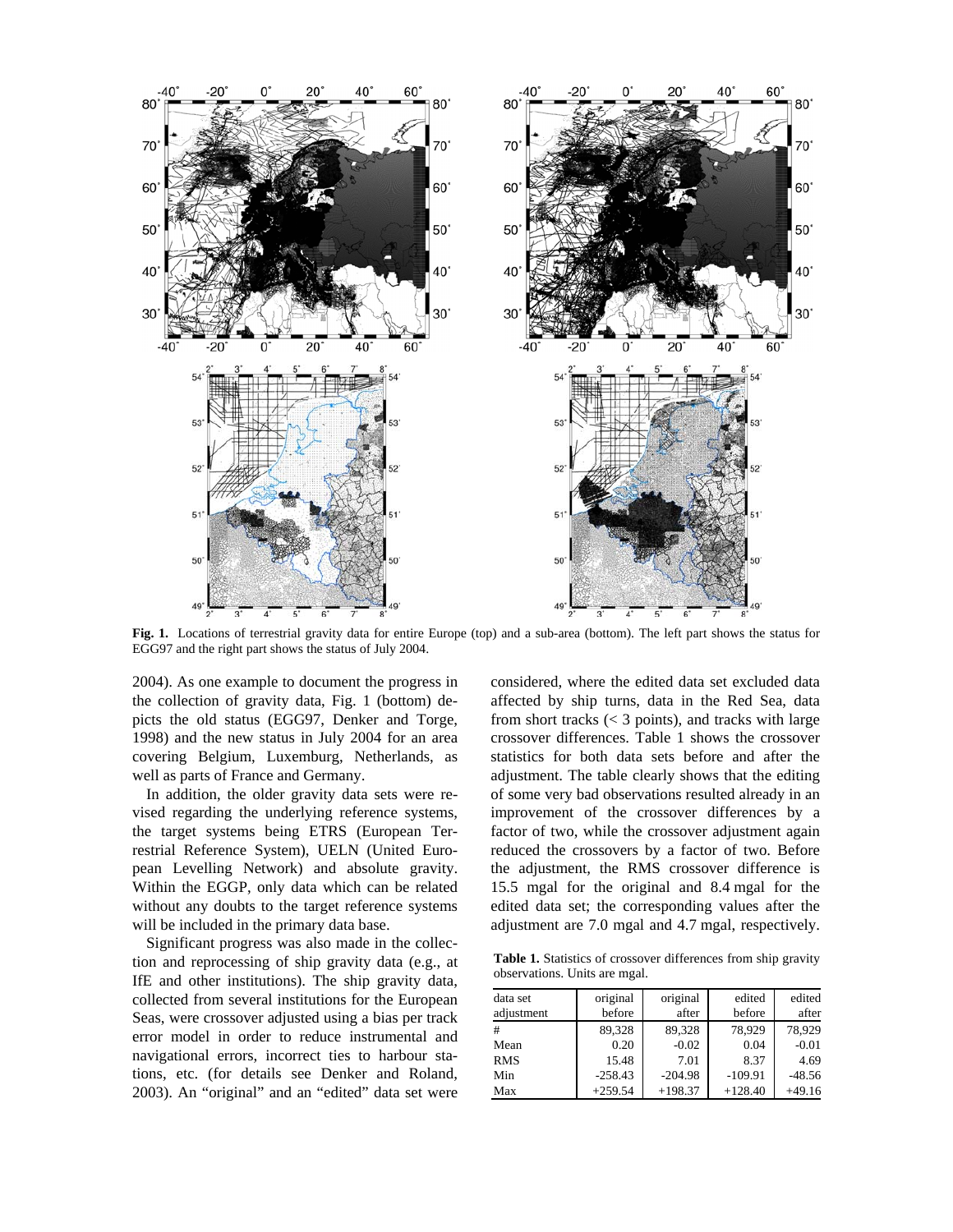**Fig. 1.** Locations of terrestrial gravity data for entire Europe (top) and a sub-area (bottom). The left part shows the status for EGG97 and the right part shows the status of July 2004.

2004). As one example to document the progress in the collection of gravity data, Fig. 1 (bottom) depicts the old status (EGG97, Denker and Torge, 1998) and the new status in July 2004 for an area covering Belgium, Luxemburg, Netherlands, as well as parts of France and Germany.

In addition, the older gravity data sets were revised regarding the underlying reference systems, the target systems being ETRS (European Terrestrial Reference System), UELN (United European Levelling Network) and absolute gravity. Within the EGGP, only data which can be related without any doubts to the target reference systems will be included in the primary data base.

Significant progress was also made in the collection and reprocessing of ship gravity data (e.g., at IfE and other institutions). The ship gravity data, collected from several institutions for the European Seas, were crossover adjusted using a bias per track error model in order to reduce instrumental and navigational errors, incorrect ties to harbour stations, etc. (for details see Denker and Roland, 2003). An "original" and an "edited" data set were considered, where the edited data set excluded data affected by ship turns, data in the Red Sea, data from short tracks (< 3 points), and tracks with large crossover differences. Table 1 shows the crossover statistics for both data sets before and after the adjustment. The table clearly shows that the editing of some very bad observations resulted already in an improvement of the crossover differences by a factor of two, while the crossover adjustment again reduced the crossovers by a factor of two. Before the adjustment, the RMS crossover difference is 15.5 mgal for the original and 8.4 mgal for the edited data set; the corresponding values after the adjustment are 7.0 mgal and 4.7 mgal, respectively.

**Table 1.** Statistics of crossover differences from ship gravity observations. Units are mgal.

| data set<br>adjustment | original<br>before | original<br>after | edited<br>before | edited<br>after |
|---|---|---|---|---|
| # | 89,328 | 89,328 | 78,929 | 78,929 |
| Mean | 0.20 | -0.02 | 0.04 | -0.01 |
| RMS | 15.48 | 7.01 | 8.37 | 4.69 |
| Min | -258.43 | -204.98 | -109.91 | -48.56 |
| Max | +259.54 | +198.37 | +128.40 | +49.16 |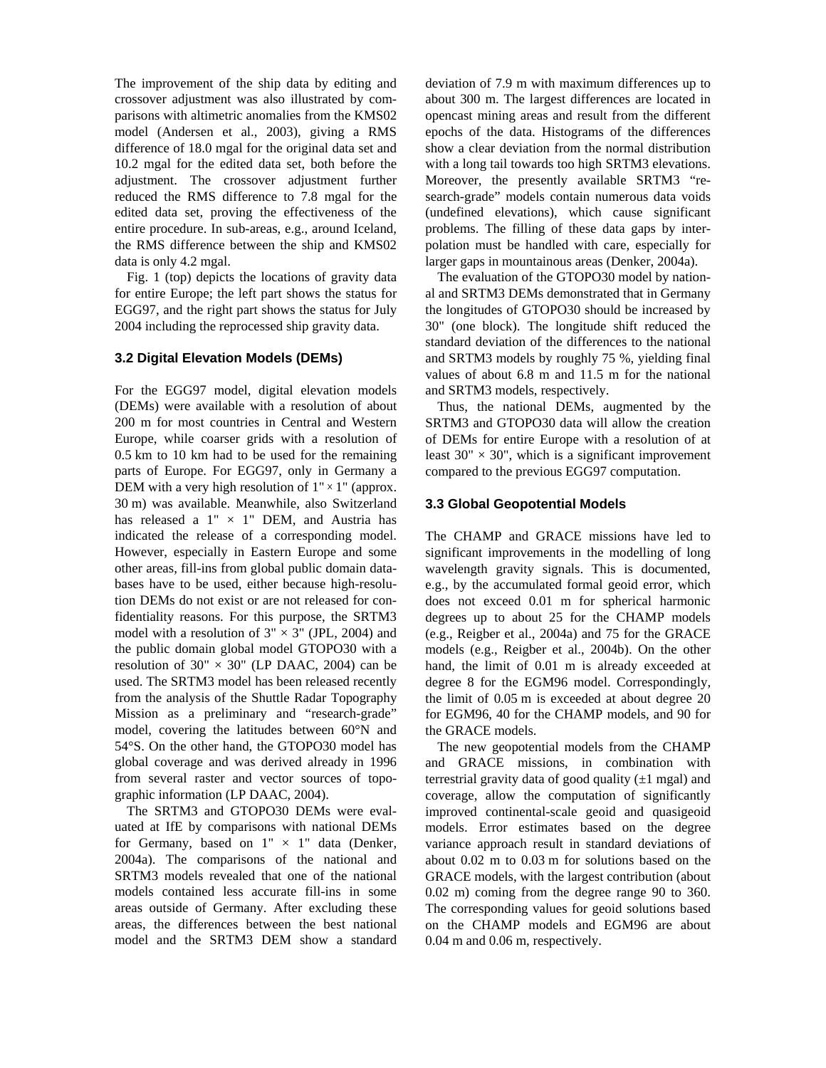The improvement of the ship data by editing and crossover adjustment was also illustrated by comparisons with altimetric anomalies from the KMS02 model (Andersen et al., 2003), giving a RMS difference of 18.0 mgal for the original data set and 10.2 mgal for the edited data set, both before the adjustment. The crossover adjustment further reduced the RMS difference to 7.8 mgal for the edited data set, proving the effectiveness of the entire procedure. In sub-areas, e.g., around Iceland, the RMS difference between the ship and KMS02 data is only 4.2 mgal.

Fig. 1 (top) depicts the locations of gravity data for entire Europe; the left part shows the status for EGG97, and the right part shows the status for July 2004 including the reprocessed ship gravity data.

### 3.2 Digital Elevation Models (DEMs)

For the EGG97 model, digital elevation models (DEMs) were available with a resolution of about 200 m for most countries in Central and Western Europe, while coarser grids with a resolution of 0.5 km to 10 km had to be used for the remaining parts of Europe. For EGG97, only in Germany a DEM with a very high resolution of 1" × 1" (approx. 30 m) was available. Meanwhile, also Switzerland has released a 1" × 1" DEM, and Austria has indicated the release of a corresponding model. However, especially in Eastern Europe and some other areas, fill-ins from global public domain databases have to be used, either because high-resolution DEMs do not exist or are not released for confidentiality reasons. For this purpose, the SRTM3 model with a resolution of 3" × 3" (JPL, 2004) and the public domain global model GTOPO30 with a resolution of 30" × 30" (LP DAAC, 2004) can be used. The SRTM3 model has been released recently from the analysis of the Shuttle Radar Topography Mission as a preliminary and "research-grade" model, covering the latitudes between 60°N and 54°S. On the other hand, the GTOPO30 model has global coverage and was derived already in 1996 from several raster and vector sources of topographic information (LP DAAC, 2004).

The SRTM3 and GTOPO30 DEMs were evaluated at IfE by comparisons with national DEMs for Germany, based on 1" × 1" data (Denker, 2004a). The comparisons of the national and SRTM3 models revealed that one of the national models contained less accurate fill-ins in some areas outside of Germany. After excluding these areas, the differences between the best national model and the SRTM3 DEM show a standard deviation of 7.9 m with maximum differences up to about 300 m. The largest differences are located in opencast mining areas and result from the different epochs of the data. Histograms of the differences show a clear deviation from the normal distribution with a long tail towards too high SRTM3 elevations. Moreover, the presently available SRTM3 "research-grade" models contain numerous data voids (undefined elevations), which cause significant problems. The filling of these data gaps by interpolation must be handled with care, especially for larger gaps in mountainous areas (Denker, 2004a).

The evaluation of the GTOPO30 model by national and SRTM3 DEMs demonstrated that in Germany the longitudes of GTOPO30 should be increased by 30" (one block). The longitude shift reduced the standard deviation of the differences to the national and SRTM3 models by roughly 75 %, yielding final values of about 6.8 m and 11.5 m for the national and SRTM3 models, respectively.

Thus, the national DEMs, augmented by the SRTM3 and GTOPO30 data will allow the creation of DEMs for entire Europe with a resolution of at least 30" × 30", which is a significant improvement compared to the previous EGG97 computation.

### 3.3 Global Geopotential Models

The CHAMP and GRACE missions have led to significant improvements in the modelling of long wavelength gravity signals. This is documented, e.g., by the accumulated formal geoid error, which does not exceed 0.01 m for spherical harmonic degrees up to about 25 for the CHAMP models (e.g., Reigber et al., 2004a) and 75 for the GRACE models (e.g., Reigber et al., 2004b). On the other hand, the limit of 0.01 m is already exceeded at degree 8 for the EGM96 model. Correspondingly, the limit of 0.05 m is exceeded at about degree 20 for EGM96, 40 for the CHAMP models, and 90 for the GRACE models.

The new geopotential models from the CHAMP and GRACE missions, in combination with terrestrial gravity data of good quality (±1 mgal) and coverage, allow the computation of significantly improved continental-scale geoid and quasigeoid models. Error estimates based on the degree variance approach result in standard deviations of about 0.02 m to 0.03 m for solutions based on the GRACE models, with the largest contribution (about 0.02 m) coming from the degree range 90 to 360. The corresponding values for geoid solutions based on the CHAMP models and EGM96 are about 0.04 m and 0.06 m, respectively.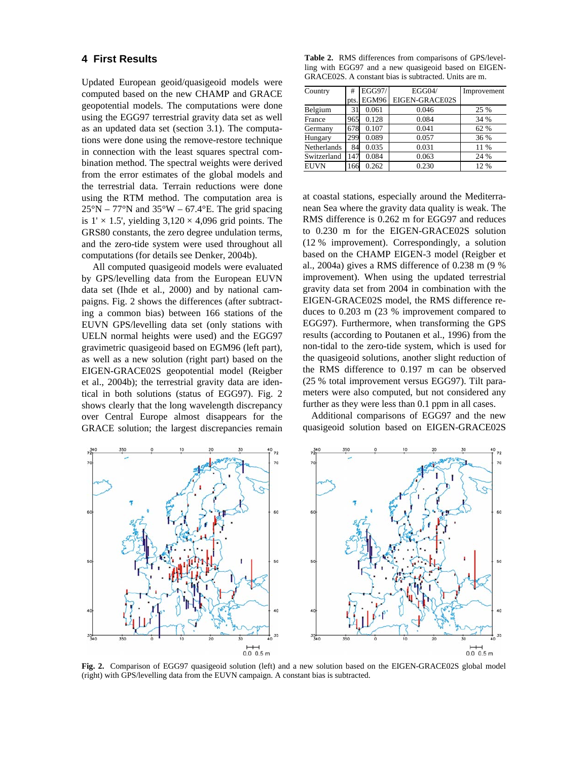## 4 First Results

Updated European geoid/quasigeoid models were computed based on the new CHAMP and GRACE geopotential models. The computations were done using the EGG97 terrestrial gravity data set as well as an updated data set (section 3.1). The computations were done using the remove-restore technique in connection with the least squares spectral combination method. The spectral weights were derived from the error estimates of the global models and the terrestrial data. Terrain reductions were done using the RTM method. The computation area is 25°N – 77°N and 35°W – 67.4°E. The grid spacing is 1' × 1.5', yielding 3,120 × 4,096 grid points. The GRS80 constants, the zero degree undulation terms, and the zero-tide system were used throughout all computations (for details see Denker, 2004b).

All computed quasigeoid models were evaluated by GPS/levelling data from the European EUVN data set (Ihde et al., 2000) and by national campaigns. Fig. 2 shows the differences (after subtracting a common bias) between 166 stations of the EUVN GPS/levelling data set (only stations with UELN normal heights were used) and the EGG97 gravimetric quasigeoid based on EGM96 (left part), as well as a new solution (right part) based on the EIGEN-GRACE02S geopotential model (Reigber et al., 2004b); the terrestrial gravity data are identical in both solutions (status of EGG97). Fig. 2 shows clearly that the long wavelength discrepancy over Central Europe almost disappears for the GRACE solution; the largest discrepancies remain at coastal stations, especially around the Mediterranean Sea where the gravity data quality is weak. The RMS difference is 0.262 m for EGG97 and reduces to 0.230 m for the EIGEN-GRACE02S solution (12 % improvement). Correspondingly, a solution based on the CHAMP EIGEN-3 model (Reigber et al., 2004a) gives a RMS difference of 0.238 m (9 % improvement). When using the updated terrestrial gravity data set from 2004 in combination with the EIGEN-GRACE02S model, the RMS difference reduces to 0.203 m (23 % improvement compared to EGG97). Furthermore, when transforming the GPS results (according to Poutanen et al., 1996) from the non-tidal to the zero-tide system, which is used for the quasigeoid solutions, another slight reduction of the RMS difference to 0.197 m can be observed (25 % total improvement versus EGG97). Tilt parameters were also computed, but not considered any further as they were less than 0.1 ppm in all cases.

Additional comparisons of EGG97 and the new quasigeoid solution based on EIGEN-GRACE02S

**Table 2.** RMS differences from comparisons of GPS/levelling with EGG97 and a new quasigeoid based on EIGEN-GRACE02S. A constant bias is subtracted. Units are m.

| Country | # pts. | EGG97/ EGM96 | EGG04/ EIGEN-GRACE02S | Improvement |
|---|---|---|---|---|
| Belgium | 31 | 0.061 | 0.046 | 25 % |
| France | 965 | 0.128 | 0.084 | 34 % |
| Germany | 678 | 0.107 | 0.041 | 62 % |
| Hungary | 299 | 0.089 | 0.057 | 36 % |
| Netherlands | 84 | 0.035 | 0.031 | 11 % |
| Switzerland | 147 | 0.084 | 0.063 | 24 % |
| EUVN | 166 | 0.262 | 0.230 | 12 % |

**Fig. 2.** Comparison of EGG97 quasigeoid solution (left) and a new solution based on the EIGEN-GRACE02S global model (right) with GPS/levelling data from the EUVN campaign. A constant bias is subtracted.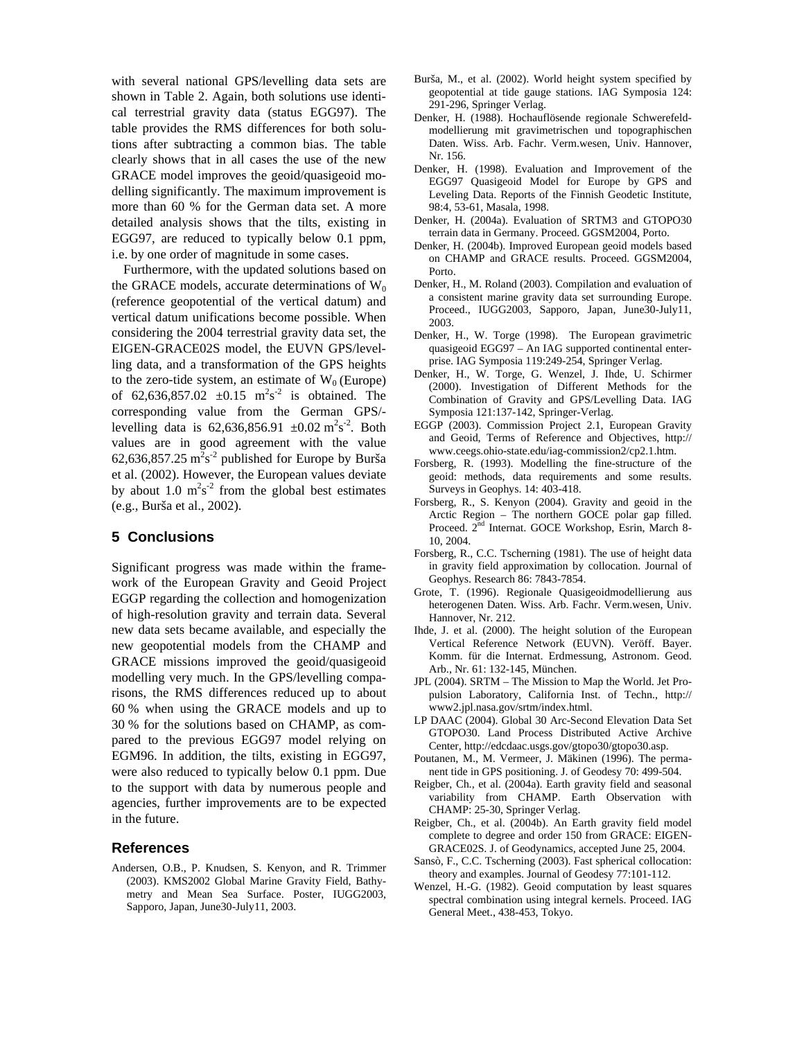with several national GPS/levelling data sets are shown in Table 2. Again, both solutions use identical terrestrial gravity data (status EGG97). The table provides the RMS differences for both solutions after subtracting a common bias. The table clearly shows that in all cases the use of the new GRACE model improves the geoid/quasigeoid modelling significantly. The maximum improvement is more than 60 % for the German data set. A more detailed analysis shows that the tilts, existing in EGG97, are reduced to typically below 0.1 ppm, i.e. by one order of magnitude in some cases.

Furthermore, with the updated solutions based on the GRACE models, accurate determinations of $W_0$ (reference geopotential of the vertical datum) and vertical datum unifications become possible. When considering the 2004 terrestrial gravity data set, the EIGEN-GRACE02S model, the EUVN GPS/levelling data, and a transformation of the GPS heights to the zero-tide system, an estimate of $W_0$ (Europe) of 62,636,857.02 ±0.15 $m^2s^{-2}$ is obtained. The corresponding value from the German GPS/-levelling data is 62,636,856.91 ±0.02 $m^2s^{-2}$. Both values are in good agreement with the value 62,636,857.25 $m^2s^{-2}$ published for Europe by Burša et al. (2002). However, the European values deviate by about 1.0 $m^2s^{-2}$ from the global best estimates (e.g., Burša et al., 2002).

## 5 Conclusions

Significant progress was made within the framework of the European Gravity and Geoid Project EGGP regarding the collection and homogenization of high-resolution gravity and terrain data. Several new data sets became available, and especially the new geopotential models from the CHAMP and GRACE missions improved the geoid/quasigeoid modelling very much. In the GPS/levelling comparisons, the RMS differences reduced up to about 60 % when using the GRACE models and up to 30 % for the solutions based on CHAMP, as compared to the previous EGG97 model relying on EGM96. In addition, the tilts, existing in EGG97, were also reduced to typically below 0.1 ppm. Due to the support with data by numerous people and agencies, further improvements are to be expected in the future.

## References

Andersen, O.B., P. Knudsen, S. Kenyon, and R. Trimmer (2003). KMS2002 Global Marine Gravity Field, Bathymetry and Mean Sea Surface. Poster, IUGG2003, Sapporo, Japan, June30-July11, 2003.

Burša, M., et al. (2002). World height system specified by geopotential at tide gauge stations. IAG Symposia 124: 291-296, Springer Verlag.

Denker, H. (1988). Hochauflösende regionale Schwerefeldmodellierung mit gravimetrischen und topographischen Daten. Wiss. Arb. Fachr. Verm.wesen, Univ. Hannover, Nr. 156.

Denker, H. (1998). Evaluation and Improvement of the EGG97 Quasigeoid Model for Europe by GPS and Leveling Data. Reports of the Finnish Geodetic Institute, 98:4, 53-61, Masala, 1998.

Denker, H. (2004a). Evaluation of SRTM3 and GTOPO30 terrain data in Germany. Proceed. GGSM2004, Porto.

Denker, H. (2004b). Improved European geoid models based on CHAMP and GRACE results. Proceed. GGSM2004, Porto.

Denker, H., M. Roland (2003). Compilation and evaluation of a consistent marine gravity data set surrounding Europe. Proceed., IUGG2003, Sapporo, Japan, June30-July11, 2003.

Denker, H., W. Torge (1998). The European gravimetric quasigeoid EGG97 – An IAG supported continental enterprise. IAG Symposia 119:249-254, Springer Verlag.

Denker, H., W. Torge, G. Wenzel, J. Ihde, U. Schirmer (2000). Investigation of Different Methods for the Combination of Gravity and GPS/Levelling Data. IAG Symposia 121:137-142, Springer-Verlag.

EGGP (2003). Commission Project 2.1, European Gravity and Geoid, Terms of Reference and Objectives, http://www.ceegs.ohio-state.edu/iag-commission2/cp2.1.htm.

Forsberg, R. (1993). Modelling the fine-structure of the geoid: methods, data requirements and some results. Surveys in Geophys. 14: 403-418.

Forsberg, R., S. Kenyon (2004). Gravity and geoid in the Arctic Region – The northern GOCE polar gap filled. Proceed. 2nd Internat. GOCE Workshop, Esrin, March 8-10, 2004.

Forsberg, R., C.C. Tscherning (1981). The use of height data in gravity field approximation by collocation. Journal of Geophys. Research 86: 7843-7854.

Grote, T. (1996). Regionale Quasigeoidmodellierung aus heterogenen Daten. Wiss. Arb. Fachr. Verm.wesen, Univ. Hannover, Nr. 212.

Ihde, J. et al. (2000). The height solution of the European Vertical Reference Network (EUVN). Veröff. Bayer. Komm. für die Internat. Erdmessung, Astronom. Geod. Arb., Nr. 61: 132-145, München.

JPL (2004). SRTM – The Mission to Map the World. Jet Propulsion Laboratory, California Inst. of Techn., http://www2.jpl.nasa.gov/srtm/index.html.

LP DAAC (2004). Global 30 Arc-Second Elevation Data Set GTOPO30. Land Process Distributed Active Archive Center, http://edcdaac.usgs.gov/gtopo30/gtopo30.asp.

Poutanen, M., M. Vermeer, J. Mäkinen (1996). The permanent tide in GPS positioning. J. of Geodesy 70: 499-504.

Reigber, Ch., et al. (2004a). Earth gravity field and seasonal variability from CHAMP. Earth Observation with CHAMP: 25-30, Springer Verlag.

Reigber, Ch., et al. (2004b). An Earth gravity field model complete to degree and order 150 from GRACE: EIGEN-GRACE02S. J. of Geodynamics, accepted June 25, 2004.

Sansò, F., C.C. Tscherning (2003). Fast spherical collocation: theory and examples. Journal of Geodesy 77:101-112.

Wenzel, H.-G. (1982). Geoid computation by least squares spectral combination using integral kernels. Proceed. IAG General Meet., 438-453, Tokyo.